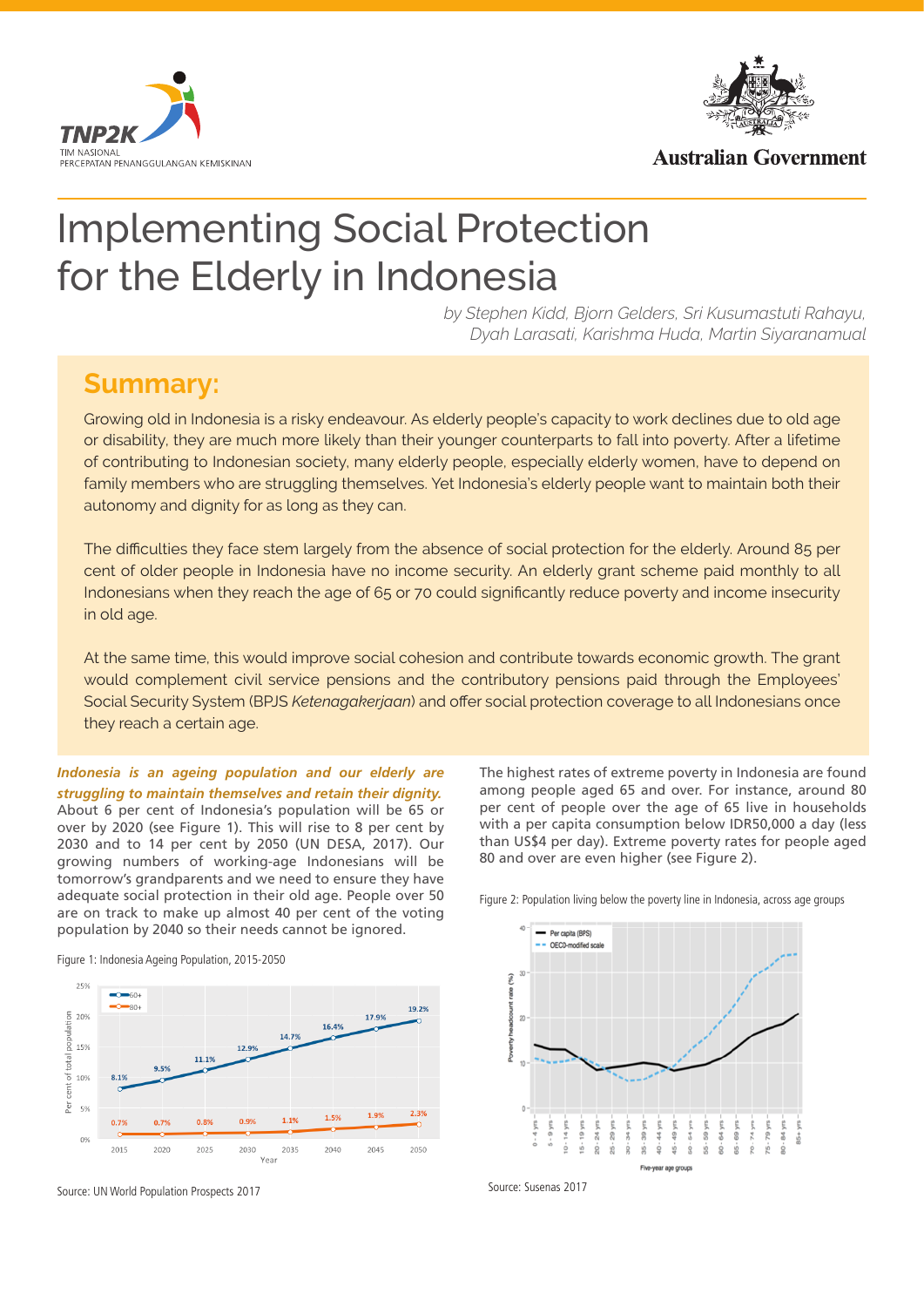# Implementing Social Protection for the Elderly in Indonesia

*by Stephen Kidd, Bjorn Gelders, Sri Kusumastuti Rahayu, Dyah Larasati, Karishma Huda, Martin Siyaranamual*

## Summary:

Growing old in Indonesia is a risky endeavour. As elderly people's capacity to work declines due to old age or disability, they are much more likely than their younger counterparts to fall into poverty. After a lifetime of contributing to Indonesian society, many elderly people, especially elderly women, have to depend on family members who are struggling themselves. Yet Indonesia's elderly people want to maintain both their autonomy and dignity for as long as they can.

The difficulties they face stem largely from the absence of social protection for the elderly. Around 85 per cent of older people in Indonesia have no income security. An elderly grant scheme paid monthly to all Indonesians when they reach the age of 65 or 70 could significantly reduce poverty and income insecurity in old age.

At the same time, this would improve social cohesion and contribute towards economic growth. The grant would complement civil service pensions and the contributory pensions paid through the Employees' Social Security System (BPJS *Ketenagakerjaan*) and offer social protection coverage to all Indonesians once they reach a certain age.

***Indonesia is an ageing population and our elderly are struggling to maintain themselves and retain their dignity.*** About 6 per cent of Indonesia's population will be 65 or over by 2020 (see Figure 1). This will rise to 8 per cent by 2030 and to 14 per cent by 2050 (UN DESA, 2017). Our growing numbers of working-age Indonesians will be tomorrow's grandparents and we need to ensure they have adequate social protection in their old age. People over 50 are on track to make up almost 40 per cent of the voting population by 2040 so their needs cannot be ignored.

Figure 1: Indonesia Ageing Population, 2015-2050

| Year | 60+ | 80+ |
|---|---|---|
| 2015 | 8.1% | 0.7% |
| 2020 | 9.5% | 0.7% |
| 2025 | 11.1% | 0.8% |
| 2030 | 12.9% | 0.9% |
| 2035 | 14.7% | 1.1% |
| 2040 | 16.4% | 1.5% |
| 2045 | 17.9% | 1.9% |
| 2050 | 19.2% | 2.3% |

Source: UN World Population Prospects 2017

The highest rates of extreme poverty in Indonesia are found among people aged 65 and over. For instance, around 80 per cent of people over the age of 65 live in households with a per capita consumption below IDR50,000 a day (less than US$4 per day). Extreme poverty rates for people aged 80 and over are even higher (see Figure 2).

Figure 2: Population living below the poverty line in Indonesia, across age groups

Source: Susenas 2017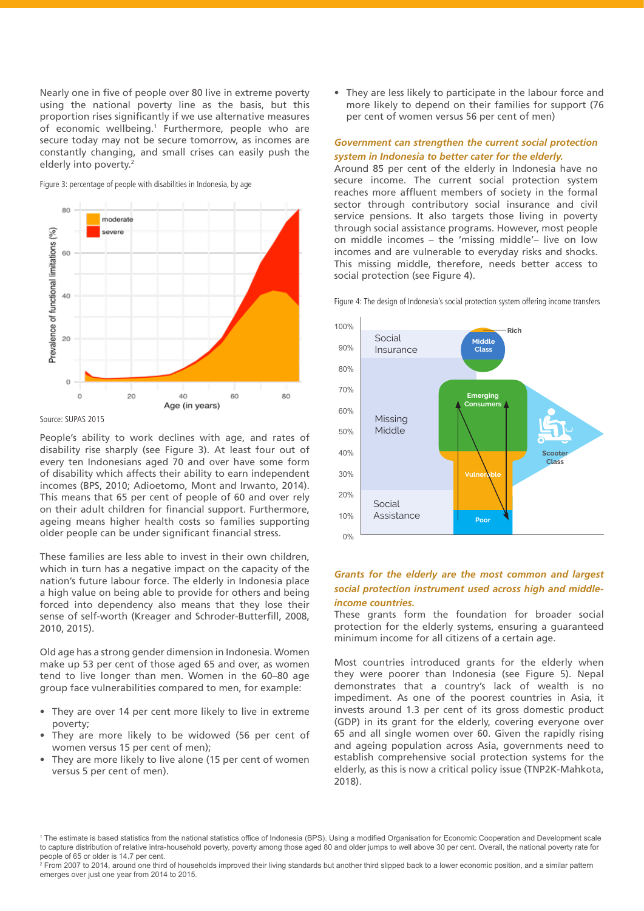Nearly one in five of people over 80 live in extreme poverty using the national poverty line as the basis, but this proportion rises significantly if we use alternative measures of economic wellbeing.[1] Furthermore, people who are secure today may not be secure tomorrow, as incomes are constantly changing, and small crises can easily push the elderly into poverty.[2]

Figure 3: percentage of people with disabilities in Indonesia, by age

Source: SUPAS 2015

People's ability to work declines with age, and rates of disability rise sharply (see Figure 3). At least four out of every ten Indonesians aged 70 and over have some form of disability which affects their ability to earn independent incomes (BPS, 2010; Adioetomo, Mont and Irwanto, 2014). This means that 65 per cent of people of 60 and over rely on their adult children for financial support. Furthermore, ageing means higher health costs so families supporting older people can be under significant financial stress.

These families are less able to invest in their own children, which in turn has a negative impact on the capacity of the nation's future labour force. The elderly in Indonesia place a high value on being able to provide for others and being forced into dependency also means that they lose their sense of self-worth (Kreager and Schroder-Butterfill, 2008, 2010, 2015).

Old age has a strong gender dimension in Indonesia. Women make up 53 per cent of those aged 65 and over, as women tend to live longer than men. Women in the 60–80 age group face vulnerabilities compared to men, for example:

- They are over 14 per cent more likely to live in extreme poverty;
- They are more likely to be widowed (56 per cent of women versus 15 per cent of men);
- They are more likely to live alone (15 per cent of women versus 5 per cent of men).
- They are less likely to participate in the labour force and more likely to depend on their families for support (76 per cent of women versus 56 per cent of men)

### *Government can strengthen the current social protection system in Indonesia to better cater for the elderly.*

Around 85 per cent of the elderly in Indonesia have no secure income. The current social protection system reaches more affluent members of society in the formal sector through contributory social insurance and civil service pensions. It also targets those living in poverty through social assistance programs. However, most people on middle incomes – the 'missing middle'– live on low incomes and are vulnerable to everyday risks and shocks. This missing middle, therefore, needs better access to social protection (see Figure 4).

Figure 4: The design of Indonesia's social protection system offering income transfers

### *Grants for the elderly are the most common and largest social protection instrument used across high and middle-income countries.*

These grants form the foundation for broader social protection for the elderly systems, ensuring a guaranteed minimum income for all citizens of a certain age.

Most countries introduced grants for the elderly when they were poorer than Indonesia (see Figure 5). Nepal demonstrates that a country's lack of wealth is no impediment. As one of the poorest countries in Asia, it invests around 1.3 per cent of its gross domestic product (GDP) in its grant for the elderly, covering everyone over 65 and all single women over 60. Given the rapidly rising and ageing population across Asia, governments need to establish comprehensive social protection systems for the elderly, as this is now a critical policy issue (TNP2K-Mahkota, 2018).

---

[1] The estimate is based statistics from the national statistics office of Indonesia (BPS). Using a modified Organisation for Economic Cooperation and Development scale to capture distribution of relative intra-household poverty, poverty among those aged 80 and older jumps to well above 30 per cent. Overall, the national poverty rate for people of 65 or older is 14.7 per cent.

[2] From 2007 to 2014, around one third of households improved their living standards but another third slipped back to a lower economic position, and a similar pattern emerges over just one year from 2014 to 2015.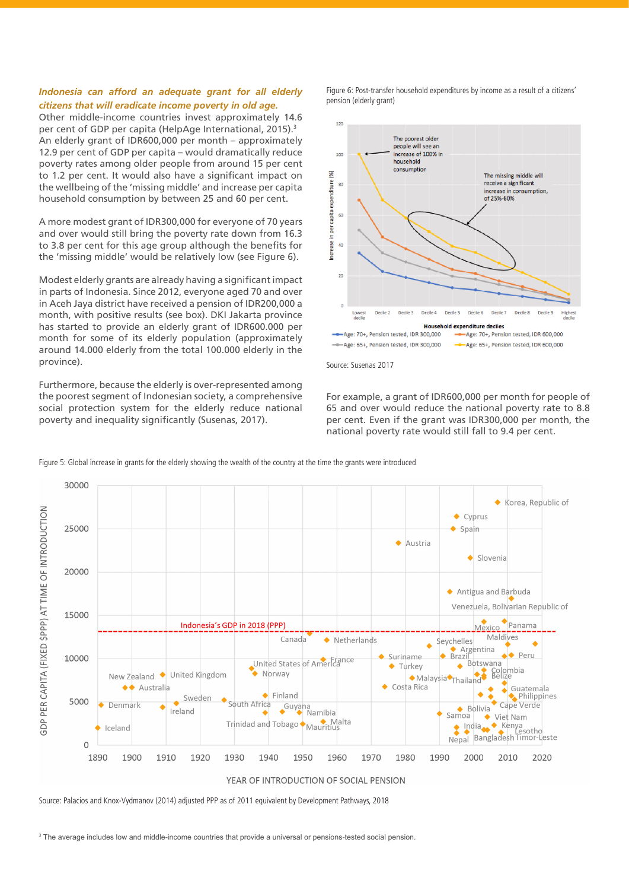***Indonesia can afford an adequate grant for all elderly citizens that will eradicate income poverty in old age.***

Other middle-income countries invest approximately 14.6 per cent of GDP per capita (HelpAge International, 2015).[3] An elderly grant of IDR600,000 per month – approximately 12.9 per cent of GDP per capita – would dramatically reduce poverty rates among older people from around 15 per cent to 1.2 per cent. It would also have a significant impact on the wellbeing of the 'missing middle' and increase per capita household consumption by between 25 and 60 per cent.

A more modest grant of IDR300,000 for everyone of 70 years and over would still bring the poverty rate down from 16.3 to 3.8 per cent for this age group although the benefits for the 'missing middle' would be relatively low (see Figure 6).

Modest elderly grants are already having a significant impact in parts of Indonesia. Since 2012, everyone aged 70 and over in Aceh Jaya district have received a pension of IDR200,000 a month, with positive results (see box). DKI Jakarta province has started to provide an elderly grant of IDR600.000 per month for some of its elderly population (approximately around 14.000 elderly from the total 100.000 elderly in the province).

Furthermore, because the elderly is over-represented among the poorest segment of Indonesian society, a comprehensive social protection system for the elderly reduce national poverty and inequality significantly (Susenas, 2017).

Figure 6: Post-transfer household expenditures by income as a result of a citizens' pension (elderly grant)

Source: Susenas 2017

For example, a grant of IDR600,000 per month for people of 65 and over would reduce the national poverty rate to 8.8 per cent. Even if the grant was IDR300,000 per month, the national poverty rate would still fall to 9.4 per cent.

Figure 5: Global increase in grants for the elderly showing the wealth of the country at the time the grants were introduced

Source: Palacios and Knox-Vydmanov (2014) adjusted PPP as of 2011 equivalent by Development Pathways, 2018

[3] The average includes low and middle-income countries that provide a universal or pensions-tested social pension.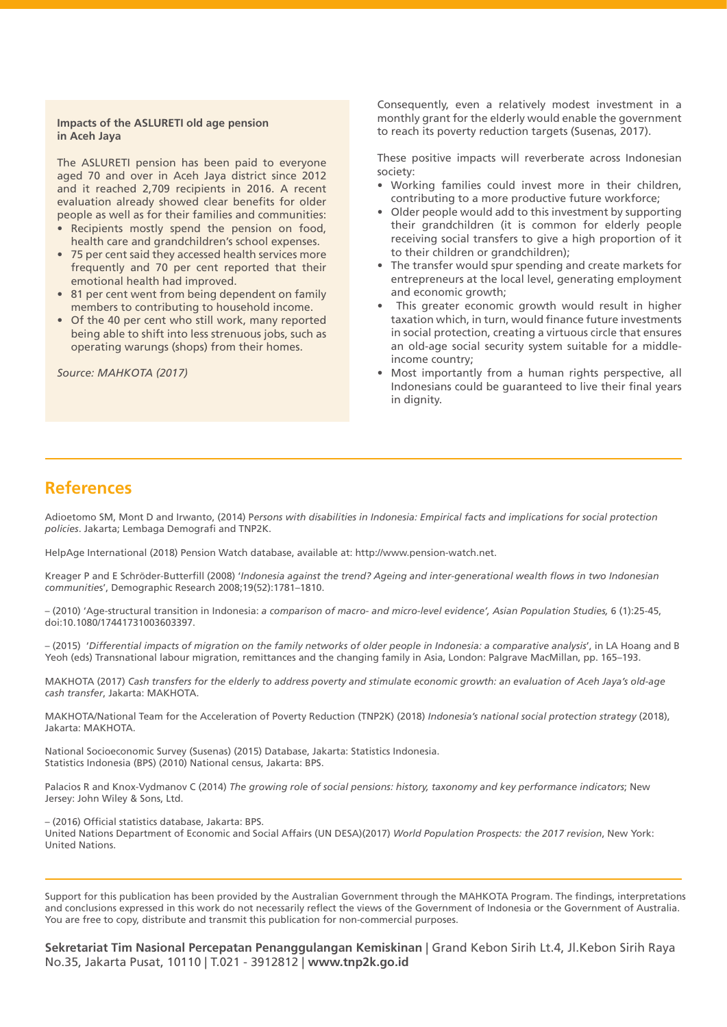**Impacts of the ASLURETI old age pension in Aceh Jaya**

The ASLURETI pension has been paid to everyone aged 70 and over in Aceh Jaya district since 2012 and it reached 2,709 recipients in 2016. A recent evaluation already showed clear benefits for older people as well as for their families and communities:

- Recipients mostly spend the pension on food, health care and grandchildren's school expenses.
- 75 per cent said they accessed health services more frequently and 70 per cent reported that their emotional health had improved.
- 81 per cent went from being dependent on family members to contributing to household income.
- Of the 40 per cent who still work, many reported being able to shift into less strenuous jobs, such as operating warungs (shops) from their homes.

*Source: MAHKOTA (2017)*

Consequently, even a relatively modest investment in a monthly grant for the elderly would enable the government to reach its poverty reduction targets (Susenas, 2017).

These positive impacts will reverberate across Indonesian society:

- Working families could invest more in their children, contributing to a more productive future workforce;
- Older people would add to this investment by supporting their grandchildren (it is common for elderly people receiving social transfers to give a high proportion of it to their children or grandchildren);
- The transfer would spur spending and create markets for entrepreneurs at the local level, generating employment and economic growth;
- This greater economic growth would result in higher taxation which, in turn, would finance future investments in social protection, creating a virtuous circle that ensures an old-age social security system suitable for a middle-income country;
- Most importantly from a human rights perspective, all Indonesians could be guaranteed to live their final years in dignity.

## References

Adioetomo SM, Mont D and Irwanto, (2014) P*ersons with disabilities in Indonesia: Empirical facts and implications for social protection policies*. Jakarta; Lembaga Demografi and TNP2K.

HelpAge International (2018) Pension Watch database, available at: http://www.pension-watch.net.

Kreager P and E Schröder-Butterfill (2008) '*Indonesia against the trend? Ageing and inter-generational wealth flows in two Indonesian communities*', Demographic Research 2008;19(52):1781–1810.

– (2010) 'Age-structural transition in Indonesia: *a comparison of macro- and micro-level evidence', Asian Population Studies,* 6 (1):25-45, doi:10.1080/17441731003603397.

– (2015) '*Differential impacts of migration on the family networks of older people in Indonesia: a comparative analysis*', in LA Hoang and B Yeoh (eds) Transnational labour migration, remittances and the changing family in Asia, London: Palgrave MacMillan, pp. 165–193.

MAKHOTA (2017) *Cash transfers for the elderly to address poverty and stimulate economic growth: an evaluation of Aceh Jaya's old-age cash transfer*, Jakarta: MAKHOTA.

MAKHOTA/National Team for the Acceleration of Poverty Reduction (TNP2K) (2018) *Indonesia's national social protection strategy* (2018), Jakarta: MAKHOTA.

National Socioeconomic Survey (Susenas) (2015) Database, Jakarta: Statistics Indonesia.
Statistics Indonesia (BPS) (2010) National census, Jakarta: BPS.

Palacios R and Knox-Vydmanov C (2014) *The growing role of social pensions: history, taxonomy and key performance indicators*; New Jersey: John Wiley & Sons, Ltd.

– (2016) Official statistics database, Jakarta: BPS.
United Nations Department of Economic and Social Affairs (UN DESA)(2017) *World Population Prospects: the 2017 revision*, New York: United Nations.

Support for this publication has been provided by the Australian Government through the MAHKOTA Program. The findings, interpretations and conclusions expressed in this work do not necessarily reflect the views of the Government of Indonesia or the Government of Australia. You are free to copy, distribute and transmit this publication for non-commercial purposes.

**Sekretariat Tim Nasional Percepatan Penanggulangan Kemiskinan** | Grand Kebon Sirih Lt.4, Jl.Kebon Sirih Raya No.35, Jakarta Pusat, 10110 | T.021 - 3912812 | **www.tnp2k.go.id**